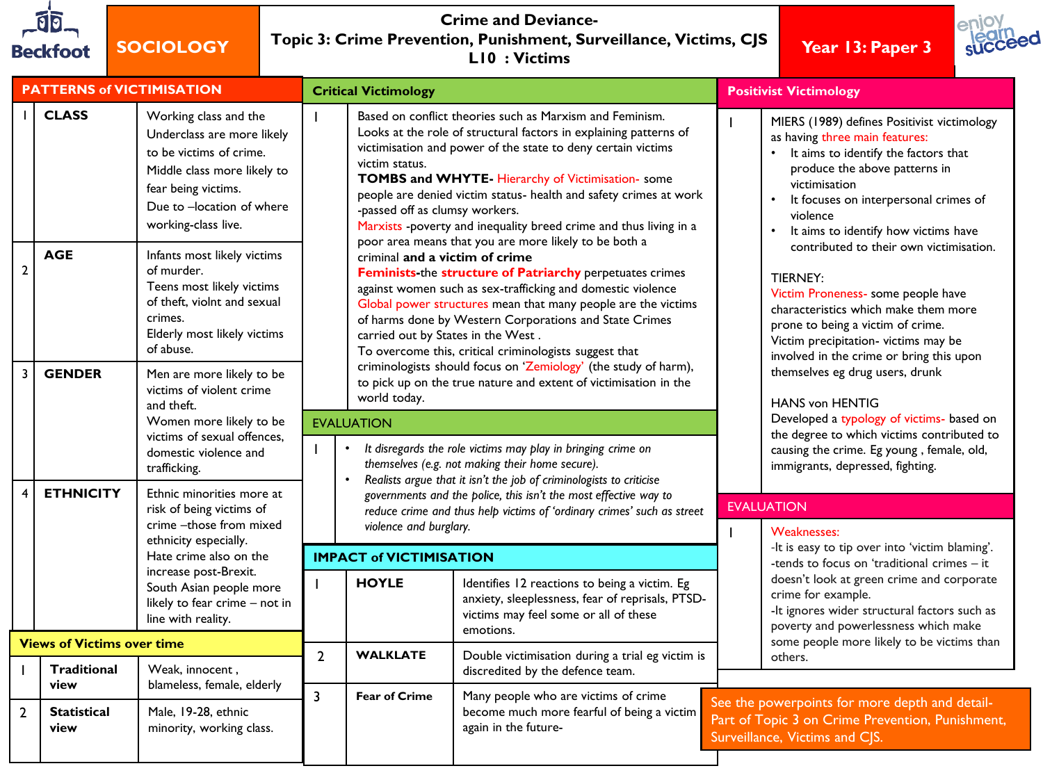# SOCIOLOGY

## Crime and Deviance- Topic 3: Crime Prevention, Punishment, Surveillance, Victims, CJS L10 : Victims

**Year 13: Paper 3**

## PATTERNS of VICTIMISATION

| | | |
|---|---|---|
| 1 | **CLASS** | Working class and the Underclass are more likely to be victims of crime. Middle class more likely to fear being victims. Due to –location of where working-class live. |
| 2 | **AGE** | Infants most likely victims of murder. Teens most likely victims of theft, violnt and sexual crimes. Elderly most likely victims of abuse. |
| 3 | **GENDER** | Men are more likely to be victims of violent crime and theft. Women more likely to be victims of sexual offences, domestic violence and trafficking. |
| 4 | **ETHNICITY** | Ethnic minorities more at risk of being victims of crime –those from mixed ethnicity especially. Hate crime also on the increase post-Brexit. South Asian people more likely to fear crime – not in line with reality. |

## Views of Victims over time

| | | |
|---|---|---|
| 1 | **Traditional view** | Weak, innocent , blameless, female, elderly |
| 2 | **Statistical view** | Male, 19-28, ethnic minority, working class. |

## Critical Victimology

1. Based on conflict theories such as Marxism and Feminism. Looks at the role of structural factors in explaining patterns of victimisation and power of the state to deny certain victims victim status.
**TOMBS and WHYTE-** Hierarchy of Victimisation- some people are denied victim status- health and safety crimes at work -passed off as clumsy workers.
Marxists -poverty and inequality breed crime and thus living in a poor area means that you are more likely to be both a criminal **and a victim of crime**
**Feminists-**the **structure of Patriarchy** perpetuates crimes against women such as sex-trafficking and domestic violence
Global power structures mean that many people are the victims of harms done by Western Corporations and State Crimes carried out by States in the West .
To overcome this, critical criminologists suggest that criminologists should focus on 'Zemiology' (the study of harm), to pick up on the true nature and extent of victimisation in the world today.

### EVALUATION

1.
- *It disregards the role victims may play in bringing crime on themselves (e.g. not making their home secure).*
- *Realists argue that it isn't the job of criminologists to criticise governments and the police, this isn't the most effective way to reduce crime and thus help victims of 'ordinary crimes' such as street violence and burglary.*

## IMPACT of VICTIMISATION

| | | |
|---|---|---|
| 1 | **HOYLE** | Identifies 12 reactions to being a victim. Eg anxiety, sleeplessness, fear of reprisals, PTSD- victims may feel some or all of these emotions. |
| 2 | **WALKLATE** | Double victimisation during a trial eg victim is discredited by the defence team. |
| 3 | **Fear of Crime** | Many people who are victims of crime become much more fearful of being a victim again in the future- |

## Positivist Victimology

1. MIERS (1989) defines Positivist victimology as having three main features:
- It aims to identify the factors that produce the above patterns in victimisation
- It focuses on interpersonal crimes of violence
- It aims to identify how victims have contributed to their own victimisation.

TIERNEY:
Victim Proneness- some people have characteristics which make them more prone to being a victim of crime.
Victim precipitation- victims may be involved in the crime or bring this upon themselves eg drug users, drunk

HANS von HENTIG
Developed a typology of victims- based on the degree to which victims contributed to causing the crime. Eg young , female, old, immigrants, depressed, fighting.

### EVALUATION

1. Weaknesses:
-It is easy to tip over into 'victim blaming'.
-tends to focus on 'traditional crimes – it doesn't look at green crime and corporate crime for example.
-It ignores wider structural factors such as poverty and powerlessness which make some people more likely to be victims than others.

See the powerpoints for more depth and detail- Part of Topic 3 on Crime Prevention, Punishment, Surveillance, Victims and CJS.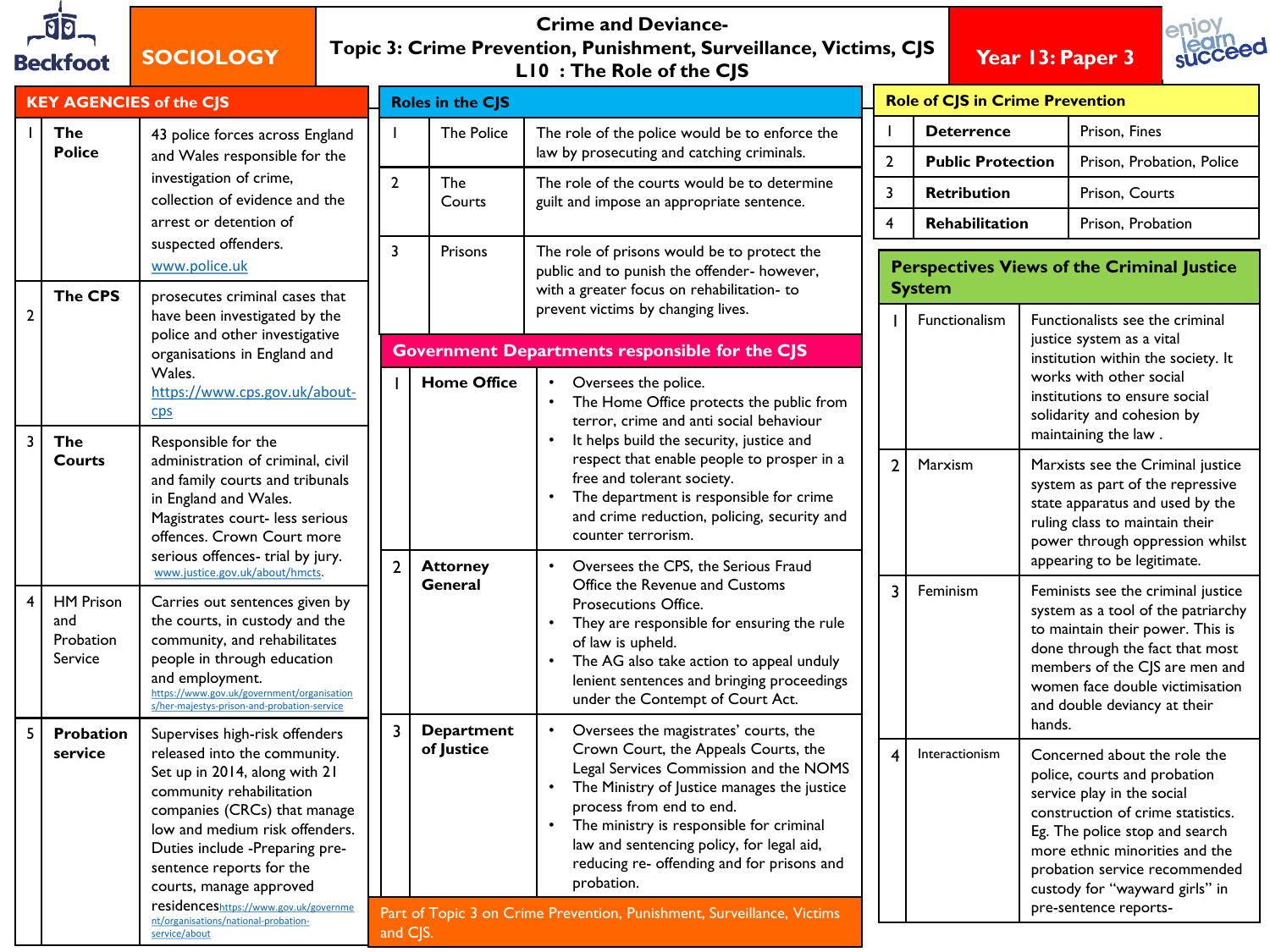# Crime and Deviance- Topic 3: Crime Prevention, Punishment, Surveillance, Victims, CJS L10 : The Role of the CJS

SOCIOLOGY

Year 13: Paper 3

## KEY AGENCIES of the CJS

| | | |
|---|---|---|
| 1 | **The Police** | 43 police forces across England and Wales responsible for the investigation of crime, collection of evidence and the arrest or detention of suspected offenders. www.police.uk |
| 2 | **The CPS** | prosecutes criminal cases that have been investigated by the police and other investigative organisations in England and Wales. https://www.cps.gov.uk/about-cps |
| 3 | **The Courts** | Responsible for the administration of criminal, civil and family courts and tribunals in England and Wales. Magistrates court- less serious offences. Crown Court more serious offences- trial by jury. www.justice.gov.uk/about/hmcts. |
| 4 | HM Prison and Probation Service | Carries out sentences given by the courts, in custody and the community, and rehabilitates people in through education and employment. https://www.gov.uk/government/organisations/her-majestys-prison-and-probation-service |
| 5 | **Probation service** | Supervises high-risk offenders released into the community. Set up in 2014, along with 21 community rehabilitation companies (CRCs) that manage low and medium risk offenders. Duties include -Preparing pre-sentence reports for the courts, manage approved residences https://www.gov.uk/government/organisations/national-probation-service/about |

## Roles in the CJS

| | | |
|---|---|---|
| 1 | The Police | The role of the police would be to enforce the law by prosecuting and catching criminals. |
| 2 | The Courts | The role of the courts would be to determine guilt and impose an appropriate sentence. |
| 3 | Prisons | The role of prisons would be to protect the public and to punish the offender- however, with a greater focus on rehabilitation- to prevent victims by changing lives. |

## Government Departments responsible for the CJS

| | | |
|---|---|---|
| 1 | **Home Office** | • Oversees the police.<br>• The Home Office protects the public from terror, crime and anti social behaviour<br>• It helps build the security, justice and respect that enable people to prosper in a free and tolerant society.<br>• The department is responsible for crime and crime reduction, policing, security and counter terrorism. |
| 2 | **Attorney General** | • Oversees the CPS, the Serious Fraud Office the Revenue and Customs Prosecutions Office.<br>• They are responsible for ensuring the rule of law is upheld.<br>• The AG also take action to appeal unduly lenient sentences and bringing proceedings under the Contempt of Court Act. |
| 3 | **Department of Justice** | • Oversees the magistrates' courts, the Crown Court, the Appeals Courts, the Legal Services Commission and the NOMS<br>• The Ministry of Justice manages the justice process from end to end.<br>• The ministry is responsible for criminal law and sentencing policy, for legal aid, reducing re- offending and for prisons and probation. |

Part of Topic 3 on Crime Prevention, Punishment, Surveillance, Victims and CJS.

## Role of CJS in Crime Prevention

| | | |
|---|---|---|
| 1 | **Deterrence** | Prison, Fines |
| 2 | **Public Protection** | Prison, Probation, Police |
| 3 | **Retribution** | Prison, Courts |
| 4 | **Rehabilitation** | Prison, Probation |

## Perspectives Views of the Criminal Justice System

| | | |
|---|---|---|
| 1 | Functionalism | Functionalists see the criminal justice system as a vital institution within the society. It works with other social institutions to ensure social solidarity and cohesion by maintaining the law . |
| 2 | Marxism | Marxists see the Criminal justice system as part of the repressive state apparatus and used by the ruling class to maintain their power through oppression whilst appearing to be legitimate. |
| 3 | Feminism | Feminists see the criminal justice system as a tool of the patriarchy to maintain their power. This is done through the fact that most members of the CJS are men and women face double victimisation and double deviancy at their hands. |
| 4 | Interactionism | Concerned about the role the police, courts and probation service play in the social construction of crime statistics. Eg. The police stop and search more ethnic minorities and the probation service recommended custody for "wayward girls" in pre-sentence reports- |